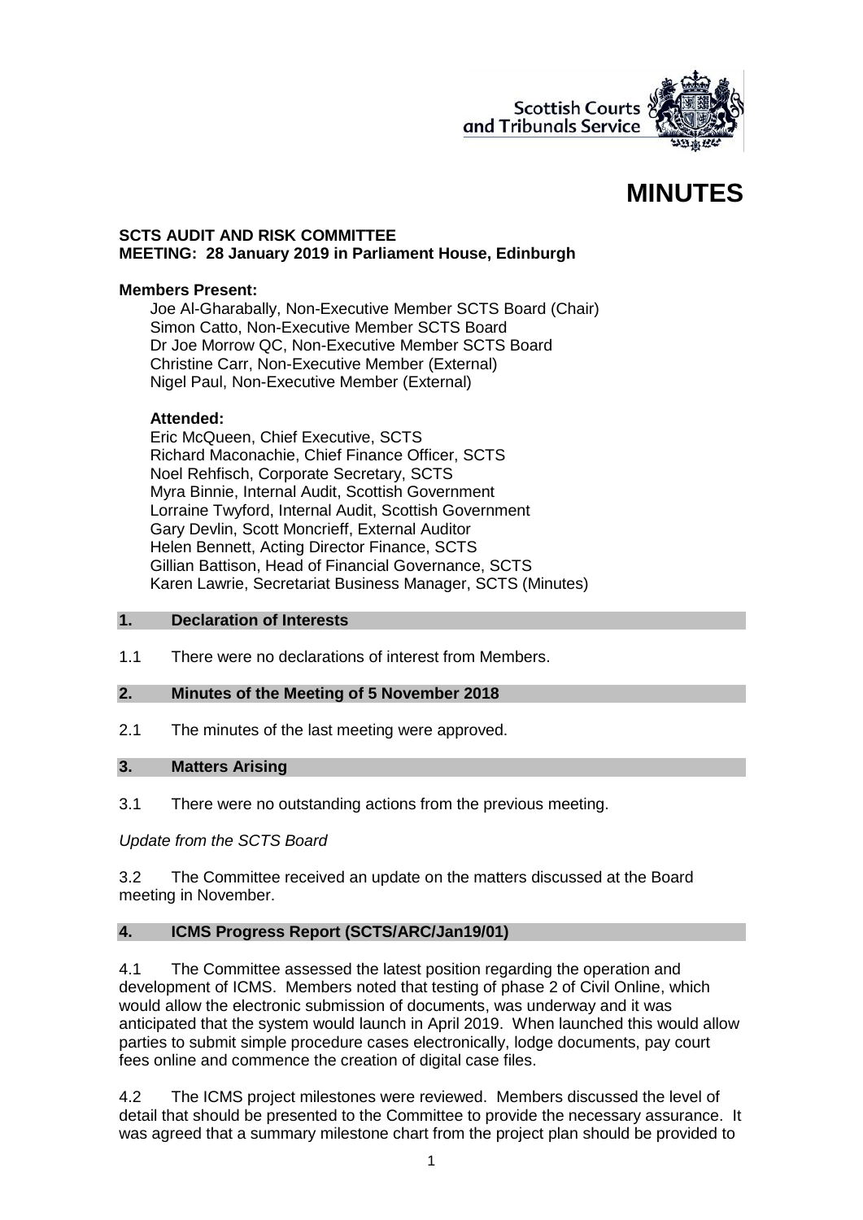# MINUTES

**SCTS AUDIT AND RISK COMMITTEE**
**MEETING: 28 January 2019 in Parliament House, Edinburgh**

**Members Present:**

Joe Al-Gharabally, Non-Executive Member SCTS Board (Chair)
Simon Catto, Non-Executive Member SCTS Board
Dr Joe Morrow QC, Non-Executive Member SCTS Board
Christine Carr, Non-Executive Member (External)
Nigel Paul, Non-Executive Member (External)

**Attended:**

Eric McQueen, Chief Executive, SCTS
Richard Maconachie, Chief Finance Officer, SCTS
Noel Rehfisch, Corporate Secretary, SCTS
Myra Binnie, Internal Audit, Scottish Government
Lorraine Twyford, Internal Audit, Scottish Government
Gary Devlin, Scott Moncrieff, External Auditor
Helen Bennett, Acting Director Finance, SCTS
Gillian Battison, Head of Financial Governance, SCTS
Karen Lawrie, Secretariat Business Manager, SCTS (Minutes)

## 1. Declaration of Interests

1.1 There were no declarations of interest from Members.

## 2. Minutes of the Meeting of 5 November 2018

2.1 The minutes of the last meeting were approved.

## 3. Matters Arising

3.1 There were no outstanding actions from the previous meeting.

*Update from the SCTS Board*

3.2 The Committee received an update on the matters discussed at the Board meeting in November.

## 4. ICMS Progress Report (SCTS/ARC/Jan19/01)

4.1 The Committee assessed the latest position regarding the operation and development of ICMS. Members noted that testing of phase 2 of Civil Online, which would allow the electronic submission of documents, was underway and it was anticipated that the system would launch in April 2019. When launched this would allow parties to submit simple procedure cases electronically, lodge documents, pay court fees online and commence the creation of digital case files.

4.2 The ICMS project milestones were reviewed. Members discussed the level of detail that should be presented to the Committee to provide the necessary assurance. It was agreed that a summary milestone chart from the project plan should be provided to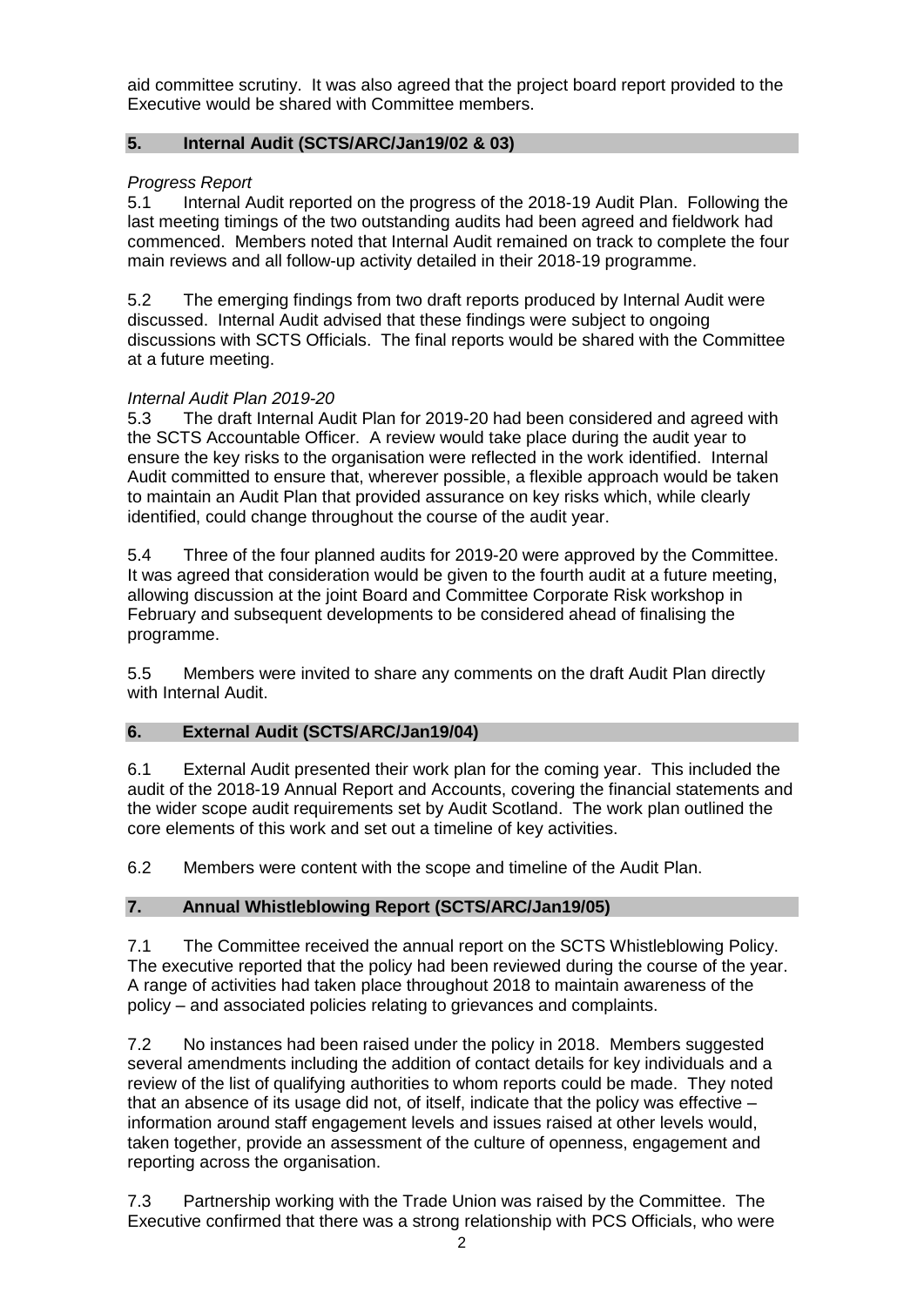aid committee scrutiny. It was also agreed that the project board report provided to the Executive would be shared with Committee members.

## 5. Internal Audit (SCTS/ARC/Jan19/02 & 03)

*Progress Report*

5.1 Internal Audit reported on the progress of the 2018-19 Audit Plan. Following the last meeting timings of the two outstanding audits had been agreed and fieldwork had commenced. Members noted that Internal Audit remained on track to complete the four main reviews and all follow-up activity detailed in their 2018-19 programme.

5.2 The emerging findings from two draft reports produced by Internal Audit were discussed. Internal Audit advised that these findings were subject to ongoing discussions with SCTS Officials. The final reports would be shared with the Committee at a future meeting.

*Internal Audit Plan 2019-20*

5.3 The draft Internal Audit Plan for 2019-20 had been considered and agreed with the SCTS Accountable Officer. A review would take place during the audit year to ensure the key risks to the organisation were reflected in the work identified. Internal Audit committed to ensure that, wherever possible, a flexible approach would be taken to maintain an Audit Plan that provided assurance on key risks which, while clearly identified, could change throughout the course of the audit year.

5.4 Three of the four planned audits for 2019-20 were approved by the Committee. It was agreed that consideration would be given to the fourth audit at a future meeting, allowing discussion at the joint Board and Committee Corporate Risk workshop in February and subsequent developments to be considered ahead of finalising the programme.

5.5 Members were invited to share any comments on the draft Audit Plan directly with Internal Audit.

## 6. External Audit (SCTS/ARC/Jan19/04)

6.1 External Audit presented their work plan for the coming year. This included the audit of the 2018-19 Annual Report and Accounts, covering the financial statements and the wider scope audit requirements set by Audit Scotland. The work plan outlined the core elements of this work and set out a timeline of key activities.

6.2 Members were content with the scope and timeline of the Audit Plan.

## 7. Annual Whistleblowing Report (SCTS/ARC/Jan19/05)

7.1 The Committee received the annual report on the SCTS Whistleblowing Policy. The executive reported that the policy had been reviewed during the course of the year. A range of activities had taken place throughout 2018 to maintain awareness of the policy – and associated policies relating to grievances and complaints.

7.2 No instances had been raised under the policy in 2018. Members suggested several amendments including the addition of contact details for key individuals and a review of the list of qualifying authorities to whom reports could be made. They noted that an absence of its usage did not, of itself, indicate that the policy was effective – information around staff engagement levels and issues raised at other levels would, taken together, provide an assessment of the culture of openness, engagement and reporting across the organisation.

7.3 Partnership working with the Trade Union was raised by the Committee. The Executive confirmed that there was a strong relationship with PCS Officials, who were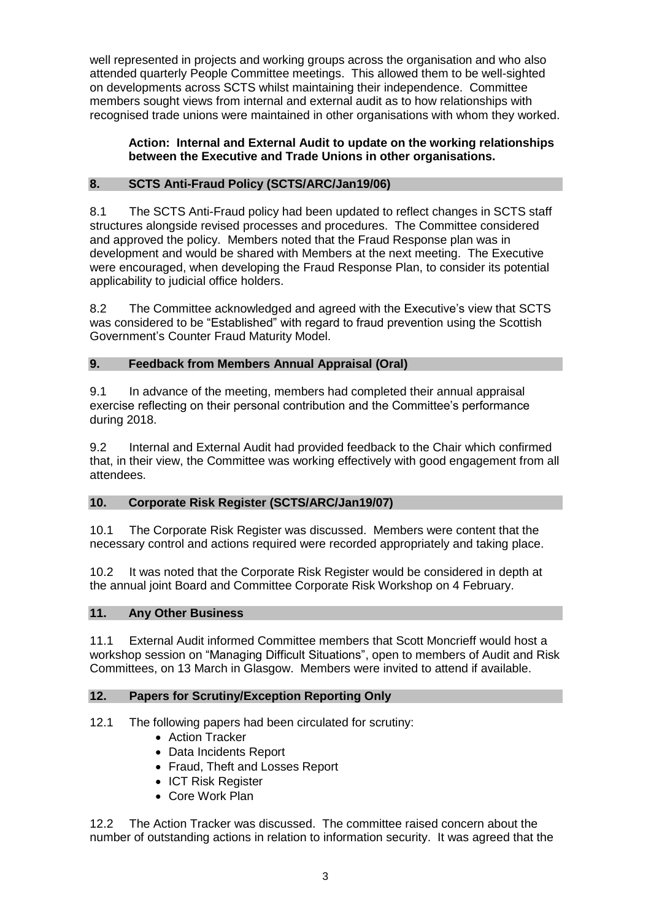well represented in projects and working groups across the organisation and who also attended quarterly People Committee meetings. This allowed them to be well-sighted on developments across SCTS whilst maintaining their independence. Committee members sought views from internal and external audit as to how relationships with recognised trade unions were maintained in other organisations with whom they worked.

> **Action: Internal and External Audit to update on the working relationships between the Executive and Trade Unions in other organisations.**

## 8. SCTS Anti-Fraud Policy (SCTS/ARC/Jan19/06)

8.1 The SCTS Anti-Fraud policy had been updated to reflect changes in SCTS staff structures alongside revised processes and procedures. The Committee considered and approved the policy. Members noted that the Fraud Response plan was in development and would be shared with Members at the next meeting. The Executive were encouraged, when developing the Fraud Response Plan, to consider its potential applicability to judicial office holders.

8.2 The Committee acknowledged and agreed with the Executive's view that SCTS was considered to be "Established" with regard to fraud prevention using the Scottish Government's Counter Fraud Maturity Model.

## 9. Feedback from Members Annual Appraisal (Oral)

9.1 In advance of the meeting, members had completed their annual appraisal exercise reflecting on their personal contribution and the Committee's performance during 2018.

9.2 Internal and External Audit had provided feedback to the Chair which confirmed that, in their view, the Committee was working effectively with good engagement from all attendees.

## 10. Corporate Risk Register (SCTS/ARC/Jan19/07)

10.1 The Corporate Risk Register was discussed. Members were content that the necessary control and actions required were recorded appropriately and taking place.

10.2 It was noted that the Corporate Risk Register would be considered in depth at the annual joint Board and Committee Corporate Risk Workshop on 4 February.

## 11. Any Other Business

11.1 External Audit informed Committee members that Scott Moncrieff would host a workshop session on "Managing Difficult Situations", open to members of Audit and Risk Committees, on 13 March in Glasgow. Members were invited to attend if available.

## 12. Papers for Scrutiny/Exception Reporting Only

12.1 The following papers had been circulated for scrutiny:

- Action Tracker
- Data Incidents Report
- Fraud, Theft and Losses Report
- ICT Risk Register
- Core Work Plan

12.2 The Action Tracker was discussed. The committee raised concern about the number of outstanding actions in relation to information security. It was agreed that the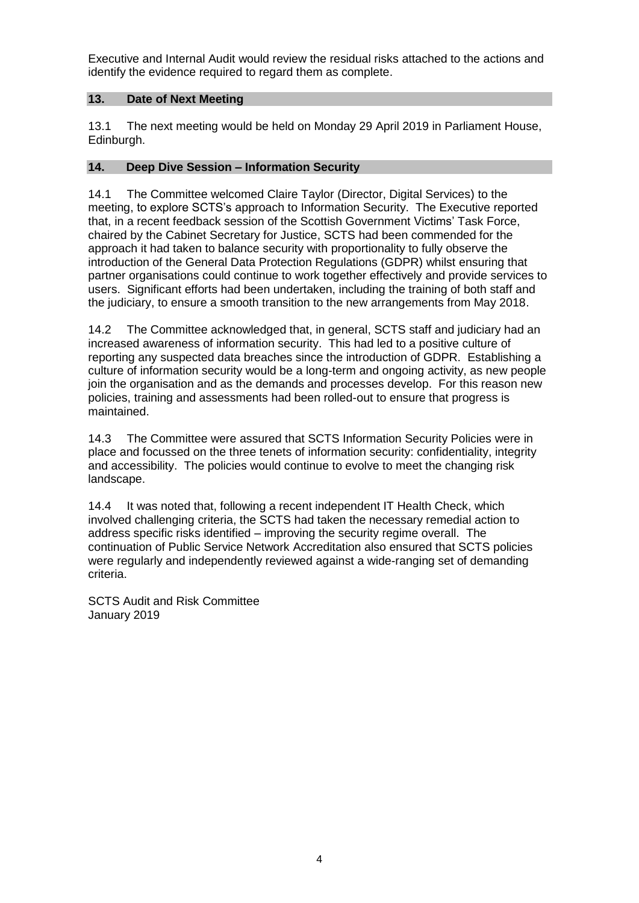Executive and Internal Audit would review the residual risks attached to the actions and identify the evidence required to regard them as complete.

## 13. Date of Next Meeting

13.1 The next meeting would be held on Monday 29 April 2019 in Parliament House, Edinburgh.

## 14. Deep Dive Session – Information Security

14.1 The Committee welcomed Claire Taylor (Director, Digital Services) to the meeting, to explore SCTS's approach to Information Security. The Executive reported that, in a recent feedback session of the Scottish Government Victims' Task Force, chaired by the Cabinet Secretary for Justice, SCTS had been commended for the approach it had taken to balance security with proportionality to fully observe the introduction of the General Data Protection Regulations (GDPR) whilst ensuring that partner organisations could continue to work together effectively and provide services to users. Significant efforts had been undertaken, including the training of both staff and the judiciary, to ensure a smooth transition to the new arrangements from May 2018.

14.2 The Committee acknowledged that, in general, SCTS staff and judiciary had an increased awareness of information security. This had led to a positive culture of reporting any suspected data breaches since the introduction of GDPR. Establishing a culture of information security would be a long-term and ongoing activity, as new people join the organisation and as the demands and processes develop. For this reason new policies, training and assessments had been rolled-out to ensure that progress is maintained.

14.3 The Committee were assured that SCTS Information Security Policies were in place and focussed on the three tenets of information security: confidentiality, integrity and accessibility. The policies would continue to evolve to meet the changing risk landscape.

14.4 It was noted that, following a recent independent IT Health Check, which involved challenging criteria, the SCTS had taken the necessary remedial action to address specific risks identified – improving the security regime overall. The continuation of Public Service Network Accreditation also ensured that SCTS policies were regularly and independently reviewed against a wide-ranging set of demanding criteria.

SCTS Audit and Risk Committee
January 2019